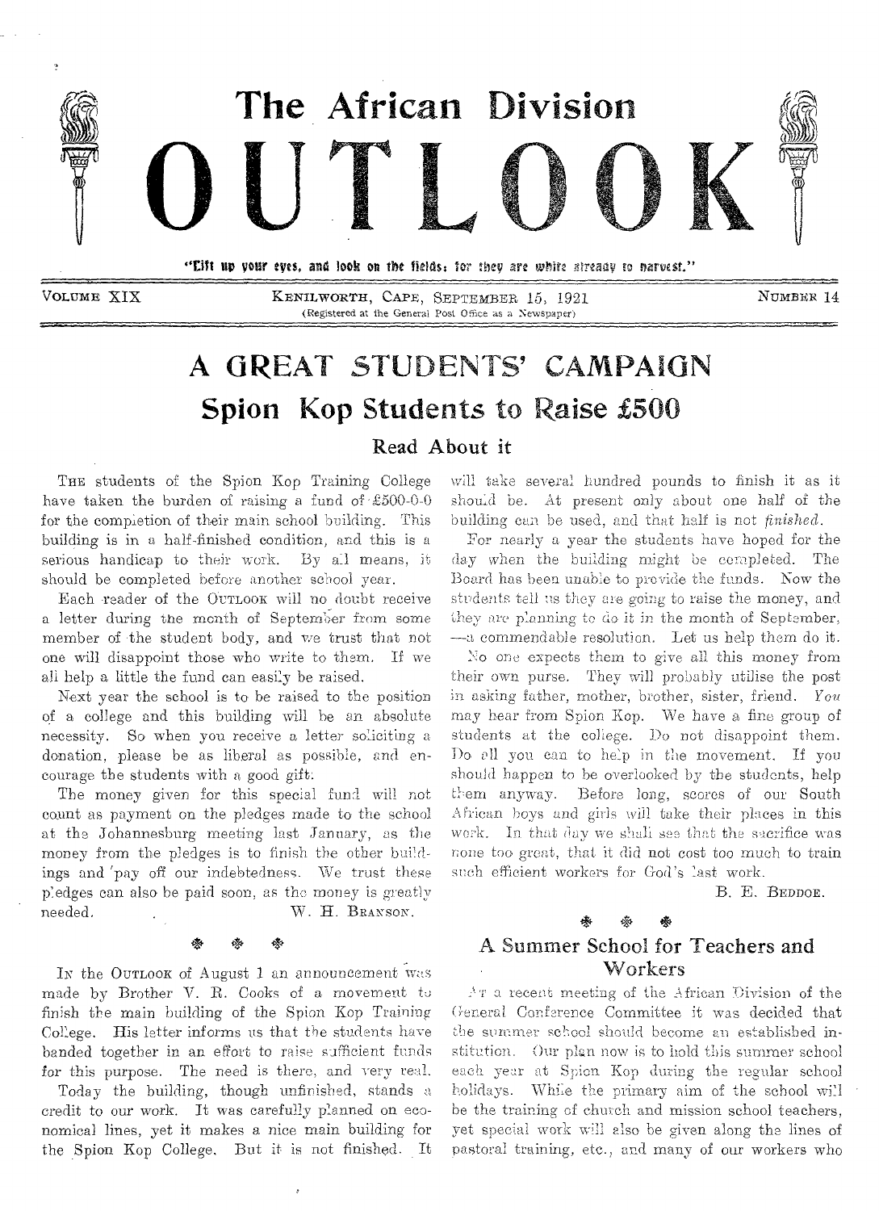# The African Division OUTLOOK

"Lift up your eyes, and look on the fields; for they are white already to harvest."

VOLUME XIX — KENILWORTH, CAPE, SEPTEMBER 15, 1921 — NUMBER 14

(Registered at the General Post Office as a Newspaper)

# A GREAT STUDENTS' CAMPAIGN

## Spion Kop Students to Raise £500

### Read About it

THE students of the Spion Kop Training College have taken the burden of raising a fund of £500-0-0 for the completion of their main school building. This building is in a half-finished condition, and this is a serious handicap to their work. By all means, it should be completed before another school year.

Each reader of the OUTLOOK will no doubt receive a letter during the month of September from some member of the student body, and we trust that not one will disappoint those who write to them. If we all help a little the fund can easily be raised.

Next year the school is to be raised to the position of a college and this building will be an absolute necessity. So when you receive a letter soliciting a donation, please be as liberal as possible, and encourage the students with a good gift.

The money given for this special fund will not count as payment on the pledges made to the school at the Johannesburg meeting last January, as the money from the pledges is to finish the other buildings and pay off our indebtedness. We trust these pledges can also be paid soon, as the money is greatly needed.

W. H. BRANSON.

❖ ❖ ❖

IN the OUTLOOK of August 1 an announcement was made by Brother V. R. Cooks of a movement to finish the main building of the Spion Kop Training College. His letter informs us that the students have banded together in an effort to raise sufficient funds for this purpose. The need is there, and very real.

Today the building, though unfinished, stands a credit to our work. It was carefully planned on economical lines, yet it makes a nice main building for the Spion Kop College. But it is not finished. It will take several hundred pounds to finish it as it should be. At present only about one half of the building can be used, and that half is not *finished*.

For nearly a year the students have hoped for the day when the building might be completed. The Board has been unable to provide the funds. Now the students tell us they are going to raise the money, and they are planning to do it in the month of September, —a commendable resolution. Let us help them do it.

No one expects them to give all this money from their own purse. They will probably utilise the post in asking father, mother, brother, sister, friend. *You* may hear from Spion Kop. We have a fine group of students at the college. Do not disappoint them. Do all you can to help in the movement. If you should happen to be overlooked by the students, help them anyway. Before long, scores of our South African boys and girls will take their places in this work. In that day we shall see that the sacrifice was none too great, that it did not cost too much to train such efficient workers for God's last work.

B. E. BEDDOE.

❖ ❖ ❖

## A Summer School for Teachers and Workers

AT a recent meeting of the African Division of the General Conference Committee it was decided that the summer school should become an established institution. Our plan now is to hold this summer school each year at Spion Kop during the regular school holidays. While the primary aim of the school will be the training of church and mission school teachers, yet special work will also be given along the lines of pastoral training, etc., and many of our workers who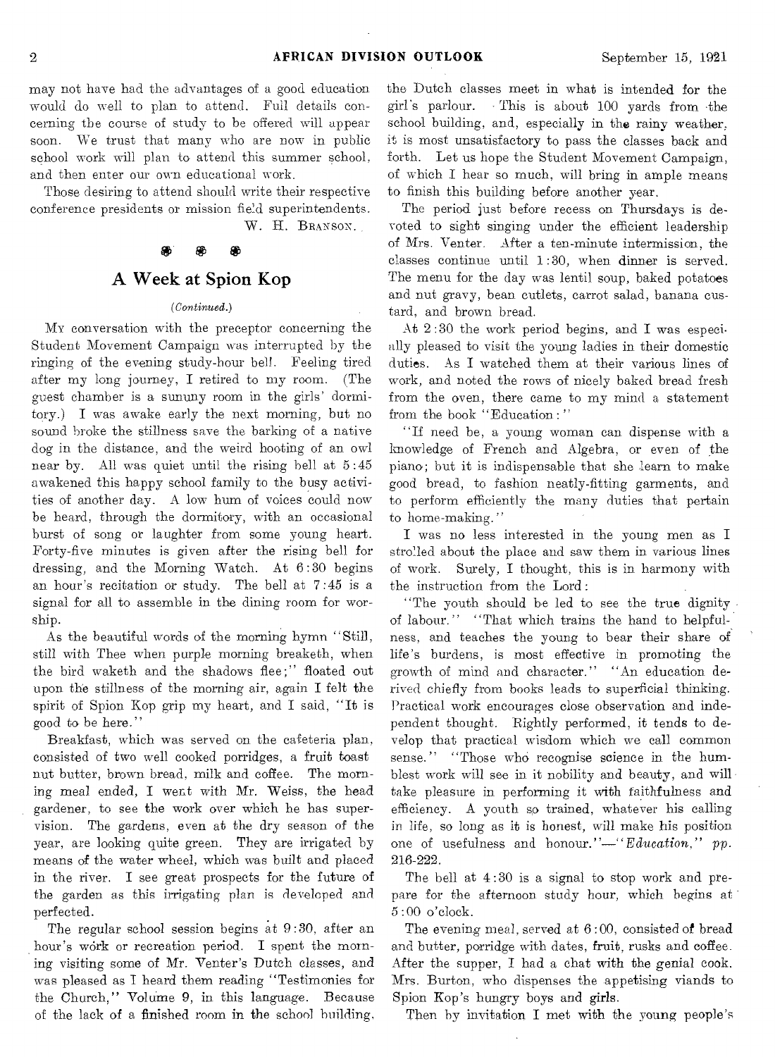may not have had the advantages of a good education would do well to plan to attend. Full details concerning the course of study to be offered will appear soon. We trust that many who are now in public school work will plan to attend this summer school, and then enter our own educational work.

Those desiring to attend should write their respective conference presidents or mission field superintendents.

W. H. BRANSON.

---

## A Week at Spion Kop

*(Continued.)*

MY conversation with the preceptor concerning the Student Movement Campaign was interrupted by the ringing of the evening study-hour bell. Feeling tired after my long journey, I retired to my room. (The guest chamber is a sunny room in the girls' dormitory.) I was awake early the next morning, but no sound broke the stillness save the barking of a native dog in the distance, and the weird hooting of an owl near by. All was quiet until the rising bell at 5:45 awakened this happy school family to the busy activities of another day. A low hum of voices could now be heard, through the dormitory, with an occasional burst of song or laughter from some young heart. Forty-five minutes is given after the rising bell for dressing, and the Morning Watch. At 6:30 begins an hour's recitation or study. The bell at 7:45 is a signal for all to assemble in the dining room for worship.

As the beautiful words of the morning hymn "Still, still with Thee when purple morning breaketh, when the bird waketh and the shadows flee;" floated out upon the stillness of the morning air, again I felt the spirit of Spion Kop grip my heart, and I said, "It is good to be here."

Breakfast, which was served on the cafeteria plan, consisted of two well cooked porridges, a fruit toast nut butter, brown bread, milk and coffee. The morning meal ended, I went with Mr. Weiss, the head gardener, to see the work over which he has supervision. The gardens, even at the dry season of the year, are looking quite green. They are irrigated by means of the water wheel, which was built and placed in the river. I see great prospects for the future of the garden as this irrigating plan is developed and perfected.

The regular school session begins at 9:30, after an hour's work or recreation period. I spent the morning visiting some of Mr. Venter's Dutch classes, and was pleased as I heard them reading "Testimonies for the Church," Volume 9, in this language. Because of the lack of a finished room in the school building, the Dutch classes meet in what is intended for the girl's parlour. This is about 100 yards from the school building, and, especially in the rainy weather, it is most unsatisfactory to pass the classes back and forth. Let us hope the Student Movement Campaign, of which I hear so much, will bring in ample means to finish this building before another year.

The period just before recess on Thursdays is devoted to sight singing under the efficient leadership of Mrs. Venter. After a ten-minute intermission, the classes continue until 1:30, when dinner is served. The menu for the day was lentil soup, baked potatoes and nut gravy, bean cutlets, carrot salad, banana custard, and brown bread.

At 2:30 the work period begins, and I was especially pleased to visit the young ladies in their domestic duties. As I watched them at their various lines of work, and noted the rows of nicely baked bread fresh from the oven, there came to my mind a statement from the book "Education:"

"If need be, a young woman can dispense with a knowledge of French and Algebra, or even of the piano; but it is indispensable that she learn to make good bread, to fashion neatly-fitting garments, and to perform efficiently the many duties that pertain to home-making."

I was no less interested in the young men as I strolled about the place and saw them in various lines of work. Surely, I thought, this is in harmony with the instruction from the Lord:

"The youth should be led to see the true dignity of labour." "That which trains the hand to helpfulness, and teaches the young to bear their share of life's burdens, is most effective in promoting the growth of mind and character." "An education derived chiefly from books leads to superficial thinking. Practical work encourages close observation and independent thought. Rightly performed, it tends to develop that practical wisdom which we call common sense." "Those who recognise science in the humblest work will see in it nobility and beauty, and will take pleasure in performing it with faithfulness and efficiency. A youth so trained, whatever his calling in life, so long as it is honest, will make his position one of usefulness and honour."—*"Education," pp. 216-222.*

The bell at 4:30 is a signal to stop work and prepare for the afternoon study hour, which begins at 5:00 o'clock.

The evening meal, served at 6:00, consisted of bread and butter, porridge with dates, fruit, rusks and coffee. After the supper, I had a chat with the genial cook. Mrs. Burton, who dispenses the appetising viands to Spion Kop's hungry boys and girls.

Then by invitation I met with the young people's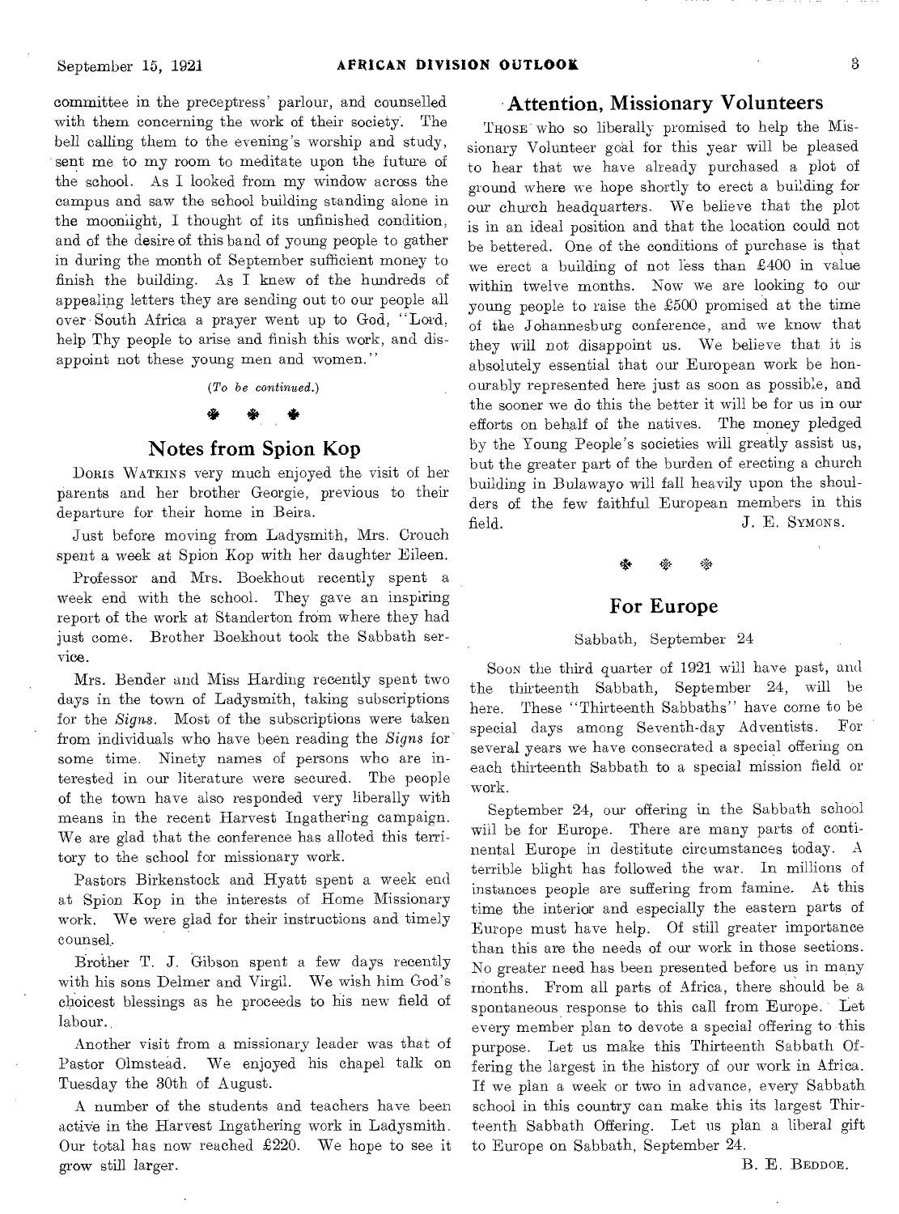committee in the preceptress' parlour, and counselled with them concerning the work of their society. The bell calling them to the evening's worship and study, sent me to my room to meditate upon the future of the school. As I looked from my window across the campus and saw the school building standing alone in the moonlight, I thought of its unfinished condition, and of the desire of this band of young people to gather in during the month of September sufficient money to finish the building. As I knew of the hundreds of appealing letters they are sending out to our people all over South Africa a prayer went up to God, "Lord, help Thy people to arise and finish this work, and disappoint not these young men and women."

*(To be continued.)*

## Notes from Spion Kop

Doris Watkins very much enjoyed the visit of her parents and her brother Georgie, previous to their departure for their home in Beira.

Just before moving from Ladysmith, Mrs. Crouch spent a week at Spion Kop with her daughter Eileen.

Professor and Mrs. Boekhout recently spent a week end with the school. They gave an inspiring report of the work at Standerton from where they had just come. Brother Boekhout took the Sabbath service.

Mrs. Bender and Miss Harding recently spent two days in the town of Ladysmith, taking subscriptions for the *Signs*. Most of the subscriptions were taken from individuals who have been reading the *Signs* for some time. Ninety names of persons who are interested in our literature were secured. The people of the town have also responded very liberally with means in the recent Harvest Ingathering campaign. We are glad that the conference has alloted this territory to the school for missionary work.

Pastors Birkenstock and Hyatt spent a week end at Spion Kop in the interests of Home Missionary work. We were glad for their instructions and timely counsel.

Brother T. J. Gibson spent a few days recently with his sons Delmer and Virgil. We wish him God's choicest blessings as he proceeds to his new field of labour.

Another visit from a missionary leader was that of Pastor Olmstead. We enjoyed his chapel talk on Tuesday the 30th of August.

A number of the students and teachers have been active in the Harvest Ingathering work in Ladysmith. Our total has now reached £220. We hope to see it grow still larger.

## Attention, Missionary Volunteers

Those who so liberally promised to help the Missionary Volunteer goal for this year will be pleased to hear that we have already purchased a plot of ground where we hope shortly to erect a building for our church headquarters. We believe that the plot is in an ideal position and that the location could not be bettered. One of the conditions of purchase is that we erect a building of not less than £400 in value within twelve months. Now we are looking to our young people to raise the £500 promised at the time of the Johannesburg conference, and we know that they will not disappoint us. We believe that it is absolutely essential that our European work be honourably represented here just as soon as possible, and the sooner we do this the better it will be for us in our efforts on behalf of the natives. The money pledged by the Young People's societies will greatly assist us, but the greater part of the burden of erecting a church building in Bulawayo will fall heavily upon the shoulders of the few faithful European members in this field.

J. E. Symons.

## For Europe

Sabbath, September 24

Soon the third quarter of 1921 will have past, and the thirteenth Sabbath, September 24, will be here. These "Thirteenth Sabbaths" have come to be special days among Seventh-day Adventists. For several years we have consecrated a special offering on each thirteenth Sabbath to a special mission field or work.

September 24, our offering in the Sabbath school will be for Europe. There are many parts of continental Europe in destitute circumstances today. A terrible blight has followed the war. In millions of instances people are suffering from famine. At this time the interior and especially the eastern parts of Europe must have help. Of still greater importance than this are the needs of our work in those sections. No greater need has been presented before us in many months. From all parts of Africa, there should be a spontaneous response to this call from Europe. Let every member plan to devote a special offering to this purpose. Let us make this Thirteenth Sabbath Offering the largest in the history of our work in Africa. If we plan a week or two in advance, every Sabbath school in this country can make this its largest Thirteenth Sabbath Offering. Let us plan a liberal gift to Europe on Sabbath, September 24.

B. E. Beddoe.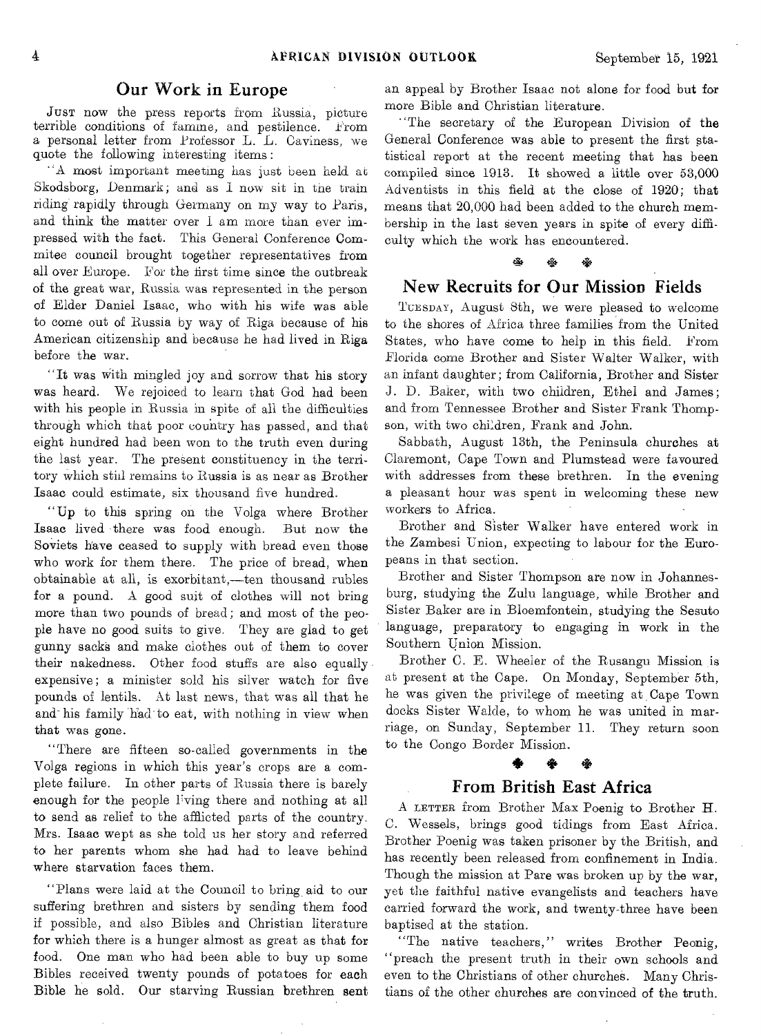## Our Work in Europe

JUST now the press reports from Russia, picture terrible conditions of famine, and pestilence. From a personal letter from Professor L. L. Caviness, we quote the following interesting items:

"A most important meeting has just been held at Skodsborg, Denmark; and as I now sit in the train riding rapidly through Germany on my way to Paris, and think the matter over I am more than ever impressed with the fact. This General Conference Committee council brought together representatives from all over Europe. For the first time since the outbreak of the great war, Russia was represented in the person of Elder Daniel Isaac, who with his wife was able to come out of Russia by way of Riga because of his American citizenship and because he had lived in Riga before the war.

"It was with mingled joy and sorrow that his story was heard. We rejoiced to learn that God had been with his people in Russia in spite of all the difficulties through which that poor country has passed, and that eight hundred had been won to the truth even during the last year. The present constituency in the territory which still remains to Russia is as near as Brother Isaac could estimate, six thousand five hundred.

"Up to this spring on the Volga where Brother Isaac lived there was food enough. But now the Soviets have ceased to supply with bread even those who work for them there. The price of bread, when obtainable at all, is exorbitant,—ten thousand rubles for a pound. A good suit of clothes will not bring more than two pounds of bread; and most of the people have no good suits to give. They are glad to get gunny sacks and make clothes out of them to cover their nakedness. Other food stuffs are also equally expensive; a minister sold his silver watch for five pounds of lentils. At last news, that was all that he and his family had to eat, with nothing in view when that was gone.

"There are fifteen so-called governments in the Volga regions in which this year's crops are a complete failure. In other parts of Russia there is barely enough for the people living there and nothing at all to send as relief to the afflicted parts of the country. Mrs. Isaac wept as she told us her story and referred to her parents whom she had had to leave behind where starvation faces them.

"Plans were laid at the Council to bring aid to our suffering brethren and sisters by sending them food if possible, and also Bibles and Christian literature for which there is a hunger almost as great as that for food. One man who had been able to buy up some Bibles received twenty pounds of potatoes for each Bible he sold. Our starving Russian brethren sent an appeal by Brother Isaac not alone for food but for more Bible and Christian literature.

"The secretary of the European Division of the General Conference was able to present the first statistical report at the recent meeting that has been compiled since 1913. It showed a little over 53,000 Adventists in this field at the close of 1920; that means that 20,000 had been added to the church membership in the last seven years in spite of every difficulty which the work has encountered.

## New Recruits for Our Mission Fields

TUESDAY, August 8th, we were pleased to welcome to the shores of Africa three families from the United States, who have come to help in this field. From Florida come Brother and Sister Walter Walker, with an infant daughter; from California, Brother and Sister J. D. Baker, with two children, Ethel and James; and from Tennessee Brother and Sister Frank Thompson, with two children, Frank and John.

Sabbath, August 13th, the Peninsula churches at Claremont, Cape Town and Plumstead were favoured with addresses from these brethren. In the evening a pleasant hour was spent in welcoming these new workers to Africa.

Brother and Sister Walker have entered work in the Zambesi Union, expecting to labour for the Europeans in that section.

Brother and Sister Thompson are now in Johannesburg, studying the Zulu language, while Brother and Sister Baker are in Bloemfontein, studying the Sesuto language, preparatory to engaging in work in the Southern Union Mission.

Brother C. E. Wheeler of the Rusangu Mission is at present at the Cape. On Monday, September 5th, he was given the privilege of meeting at Cape Town docks Sister Walde, to whom he was united in marriage, on Sunday, September 11. They return soon to the Congo Border Mission.

## From British East Africa

A LETTER from Brother Max Poenig to Brother H. C. Wessels, brings good tidings from East Africa. Brother Poenig was taken prisoner by the British, and has recently been released from confinement in India. Though the mission at Pare was broken up by the war, yet the faithful native evangelists and teachers have carried forward the work, and twenty-three have been baptised at the station.

"The native teachers," writes Brother Peonig, "preach the present truth in their own schools and even to the Christians of other churches. Many Christians of the other churches are convinced of the truth.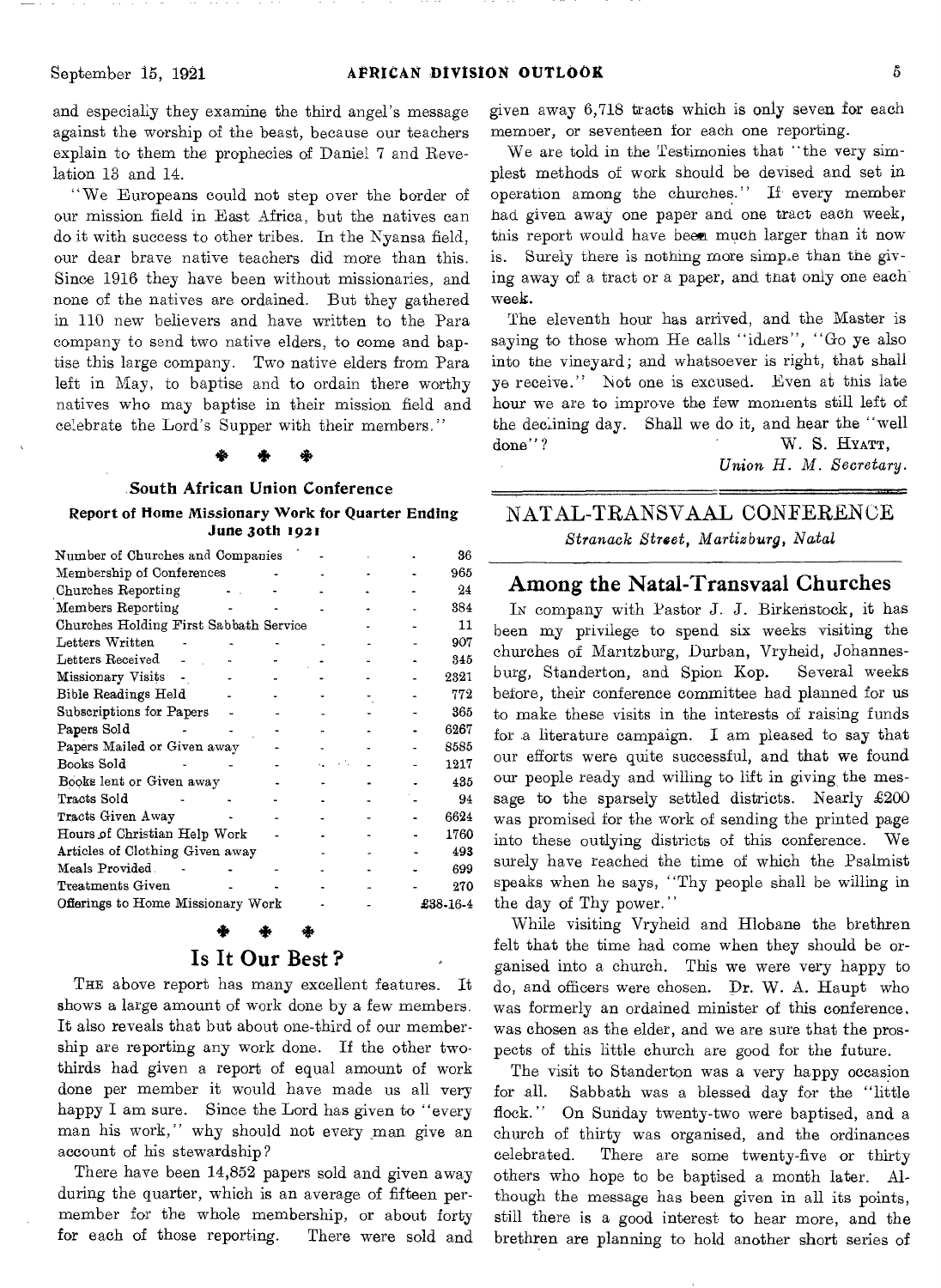and especially they examine the third angel's message against the worship of the beast, because our teachers explain to them the prophecies of Daniel 7 and Revelation 13 and 14.

"We Europeans could not step over the border of our mission field in East Africa, but the natives can do it with success to other tribes. In the Nyansa field, our dear brave native teachers did more than this. Since 1916 they have been without missionaries, and none of the natives are ordained. But they gathered in 110 new believers and have written to the Para company to send two native elders, to come and baptise this large company. Two native elders from Para left in May, to baptise and to ordain there worthy natives who may baptise in their mission field and celebrate the Lord's Supper with their members."

❖ ❖ ❖

## South African Union Conference

### Report of Home Missionary Work for Quarter Ending June 30th 1921

| | |
|---|---|
| Number of Churches and Companies | 36 |
| Membership of Conferences | 965 |
| Churches Reporting | 24 |
| Members Reporting | 384 |
| Churches Holding First Sabbath Service | 11 |
| Letters Written | 907 |
| Letters Received | 345 |
| Missionary Visits | 2321 |
| Bible Readings Held | 772 |
| Subscriptions for Papers | 365 |
| Papers Sold | 6267 |
| Papers Mailed or Given away | 8585 |
| Books Sold | 1217 |
| Books lent or Given away | 435 |
| Tracts Sold | 94 |
| Tracts Given Away | 6624 |
| Hours of Christian Help Work | 1760 |
| Articles of Clothing Given away | 493 |
| Meals Provided | 699 |
| Treatments Given | 270 |
| Offerings to Home Missionary Work | £38-16-4 |

❖ ❖ ❖

## Is It Our Best?

THE above report has many excellent features. It shows a large amount of work done by a few members. It also reveals that but about one-third of our membership are reporting any work done. If the other two-thirds had given a report of equal amount of work done per member it would have made us all very happy I am sure. Since the Lord has given to "every man his work," why should not every man give an account of his stewardship?

There have been 14,852 papers sold and given away during the quarter, which is an average of fifteen per member for the whole membership, or about forty for each of those reporting. There were sold and given away 6,718 tracts which is only seven for each member, or seventeen for each one reporting.

We are told in the Testimonies that "the very simplest methods of work should be devised and set in operation among the churches." If every member had given away one paper and one tract each week, this report would have been much larger than it now is. Surely there is nothing more simple than the giving away of a tract or a paper, and that only one each week.

The eleventh hour has arrived, and the Master is saying to those whom He calls "idlers", "Go ye also into the vineyard; and whatsoever is right, that shall ye receive." Not one is excused. Even at this late hour we are to improve the few moments still left of the declining day. Shall we do it, and hear the "well done"?

W. S. HYATT,
*Union H. M. Secretary.*

## NATAL-TRANSVAAL CONFERENCE

*Stranack Street, Martizburg, Natal*

## Among the Natal-Transvaal Churches

IN company with Pastor J. J. Birkenstock, it has been my privilege to spend six weeks visiting the churches of Maritzburg, Durban, Vryheid, Johannesburg, Standerton, and Spion Kop. Several weeks before, their conference committee had planned for us to make these visits in the interests of raising funds for a literature campaign. I am pleased to say that our efforts were quite successful, and that we found our people ready and willing to lift in giving the message to the sparsely settled districts. Nearly £200 was promised for the work of sending the printed page into these outlying districts of this conference. We surely have reached the time of which the Psalmist speaks when he says, "Thy people shall be willing in the day of Thy power."

While visiting Vryheid and Hlobane the brethren felt that the time had come when they should be organised into a church. This we were very happy to do, and officers were chosen. Dr. W. A. Haupt who was formerly an ordained minister of this conference, was chosen as the elder, and we are sure that the prospects of this little church are good for the future.

The visit to Standerton was a very happy occasion for all. Sabbath was a blessed day for the "little flock." On Sunday twenty-two were baptised, and a church of thirty was organised, and the ordinances celebrated. There are some twenty-five or thirty others who hope to be baptised a month later. Although the message has been given in all its points, still there is a good interest to hear more, and the brethren are planning to hold another short series of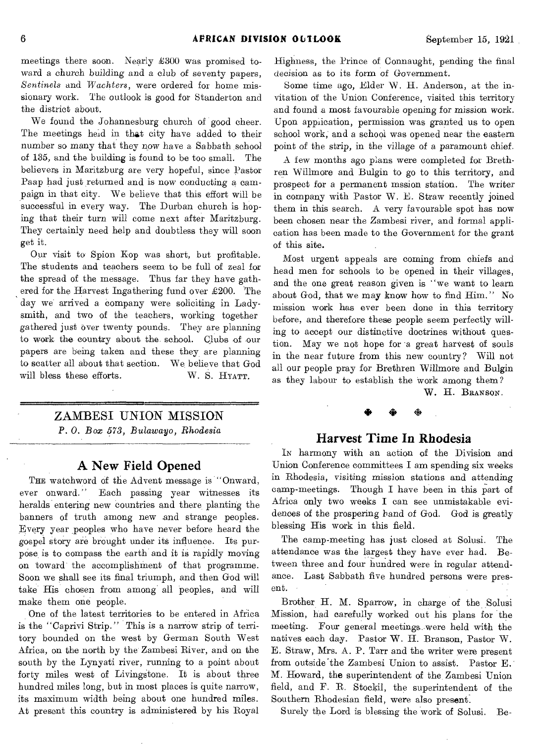meetings there soon. Nearly £300 was promised toward a church building and a club of seventy papers, *Sentinels* and *Wachters*, were ordered for home missionary work. The outlook is good for Standerton and the district about.

We found the Johannesburg church of good cheer. The meetings held in that city have added to their number so many that they now have a Sabbath school of 135, and the building is found to be too small. The believers in Maritzburg are very hopeful, since Pastor Paap had just returned and is now conducting a campaign in that city. We believe that this effort will be successful in every way. The Durban church is hoping that their turn will come next after Maritzburg. They certainly need help and doubtless they will soon get it.

Our visit to Spion Kop was short, but profitable. The students and teachers seem to be full of zeal for the spread of the message. Thus far they have gathered for the Harvest Ingathering fund over £200. The day we arrived a company were soliciting in Ladysmith, and two of the teachers, working together gathered just over twenty pounds. They are planning to work the country about the school. Clubs of our papers are being taken and these they are planning to scatter all about that section. We believe that God will bless these efforts.

W. S. HYATT.

## ZAMBESI UNION MISSION

*P. O. Box 573, Bulawayo, Rhodesia*

### A New Field Opened

THE watchword of the Advent message is "Onward, ever onward." Each passing year witnesses its heralds entering new countries and there planting the banners of truth among new and strange peoples. Every year peoples who have never before heard the gospel story are brought under its influence. Its purpose is to compass the earth and it is rapidly moving on toward the accomplishment of that programme. Soon we shall see its final triumph, and then God will take His chosen from among all peoples, and will make them one people.

One of the latest territories to be entered in Africa is the "Caprivi Strip." This is a narrow strip of territory bounded on the west by German South West Africa, on the north by the Zambesi River, and on the south by the Lynyati river, running to a point about forty miles west of Livingstone. It is about three hundred miles long, but in most places is quite narrow, its maximum width being about one hundred miles. At present this country is administered by his Royal Highness, the Prince of Connaught, pending the final decision as to its form of Government.

Some time ago, Elder W. H. Anderson, at the invitation of the Union Conference, visited this territory and found a most favourable opening for mission work. Upon application, permission was granted us to open school work, and a school was opened near the eastern point of the strip, in the village of a paramount chief.

A few months ago plans were completed for Brethren Willmore and Bulgin to go to this territory, and prospect for a permanent mssion station. The writer in company with Pastor W. E. Straw recently joined them in this search. A very favourable spot has now been chosen near the Zambesi river, and formal application has been made to the Government for the grant of this site.

Most urgent appeals are coming from chiefs and head men for schools to be opened in their villages, and the one great reason given is "we want to learn about God, that we may know how to find Him." No mission work has ever been done in this territory before, and therefore these people seem perfectly willing to accept our distinctive doctrines without question. May we not hope for a great harvest of souls in the near future from this new country? Will not all our people pray for Brethren Willmore and Bulgin as they labour to establish the work among them?

W. H. BRANSON.

### Harvest Time In Rhodesia

IN harmony with an action of the Division and Union Conference committees I am spending six weeks in Rhodesia, visiting mission stations and attending camp-meetings. Though I have been in this part of Africa only two weeks I can see unmistakable evidences of the prospering hand of God. God is greatly blessing His work in this field.

The camp-meeting has just closed at Solusi. The attendance was the largest they have ever had. Between three and four hundred were in regular attendance. Last Sabbath five hundred persons were present.

Brother H. M. Sparrow, in charge of the Solusi Mission, had carefully worked out his plans for the meeting. Four general meetings were held with the natives each day. Pastor W. H. Branson, Pastor W. E. Straw, Mrs. A. P. Tarr and the writer were present from outside the Zambesi Union to assist. Pastor E. M. Howard, the superintendent of the Zambesi Union field, and F. R. Stockil, the superintendent of the Southern Rhodesian field, were also present.

Surely the Lord is blessing the work of Solusi. Be-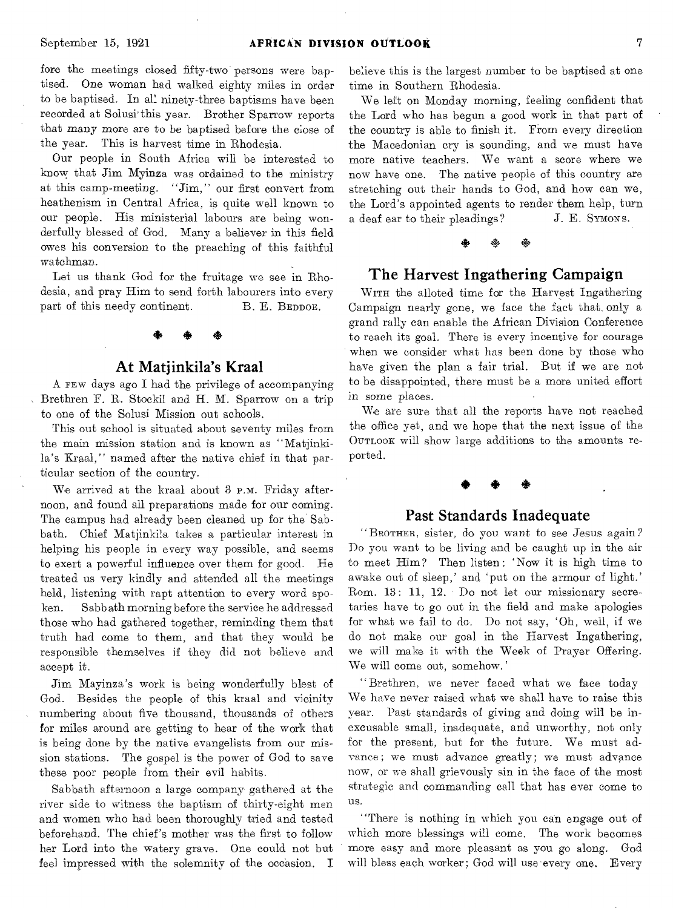fore the meetings closed fifty-two persons were baptised. One woman had walked eighty miles in order to be baptised. In all ninety-three baptisms have been recorded at Solusi this year. Brother Sparrow reports that many more are to be baptised before the close of the year. This is harvest time in Rhodesia.

Our people in South Africa will be interested to know that Jim Myinza was ordained to the ministry at this camp-meeting. "Jim," our first convert from heathenism in Central Africa, is quite well known to our people. His ministerial labours are being wonderfully blessed of God. Many a believer in this field owes his conversion to the preaching of this faithful watchman.

Let us thank God for the fruitage we see in Rhodesia, and pray Him to send forth labourers into every part of this needy continent. B. E. BEDDOE.

## At Matjinkila's Kraal

A FEW days ago I had the privilege of accompanying Brethren F. R. Stockil and H. M. Sparrow on a trip to one of the Solusi Mission out schools.

This out school is situated about seventy miles from the main mission station and is known as "Matjinkila's Kraal," named after the native chief in that particular section of the country.

We arrived at the kraal about 3 P.M. Friday afternoon, and found all preparations made for our coming. The campus had already been cleaned up for the Sabbath. Chief Matjinkila takes a particular interest in helping his people in every way possible, and seems to exert a powerful influence over them for good. He treated us very kindly and attended all the meetings held, listening with rapt attention to every word spoken. Sabbath morning before the service he addressed those who had gathered together, reminding them that truth had come to them, and that they would be responsible themselves if they did not believe and accept it.

Jim Mayinza's work is being wonderfully blest of God. Besides the people of this kraal and vicinity numbering about five thousand, thousands of others for miles around are getting to hear of the work that is being done by the native evangelists from our mission stations. The gospel is the power of God to save these poor people from their evil habits.

Sabbath afternoon a large company gathered at the river side to witness the baptism of thirty-eight men and women who had been thoroughly tried and tested beforehand. The chief's mother was the first to follow her Lord into the watery grave. One could not but feel impressed with the solemnity of the occasion. I believe this is the largest number to be baptised at one time in Southern Rhodesia.

We left on Monday morning, feeling confident that the Lord who has begun a good work in that part of the country is able to finish it. From every direction the Macedonian cry is sounding, and we must have more native teachers. We want a score where we now have one. The native people of this country are stretching out their hands to God, and how can we, the Lord's appointed agents to render them help, turn a deaf ear to their pleadings? J. E. SYMONS.

## The Harvest Ingathering Campaign

WITH the alloted time for the Harvest Ingathering Campaign nearly gone, we face the fact that only a grand rally can enable the African Division Conference to reach its goal. There is every incentive for courage when we consider what has been done by those who have given the plan a fair trial. But if we are not to be disappointed, there must be a more united effort in some places.

We are sure that all the reports have not reached the office yet, and we hope that the next issue of the OUTLOOK will show large additions to the amounts reported.

## Past Standards Inadequate

"BROTHER, sister, do you want to see Jesus again? Do you want to be living and be caught up in the air to meet Him? Then listen: 'Now it is high time to awake out of sleep,' and 'put on the armour of light.' Rom. 13: 11, 12. Do not let our missionary secretaries have to go out in the field and make apologies for what we fail to do. Do not say, 'Oh, well, if we do not make our goal in the Harvest Ingathering, we will make it with the Week of Prayer Offering. We will come out, somehow.'

"Brethren, we never faced what we face today We have never raised what we shall have to raise this year. Past standards of giving and doing will be inexcusable small, inadequate, and unworthy, not only for the present, but for the future. We must advance; we must advance greatly; we must advance now, or we shall grievously sin in the face of the most strategic and commanding call that has ever come to us.

"There is nothing in which you can engage out of which more blessings will come. The work becomes more easy and more pleasant as you go along. God will bless each worker; God will use every one. Every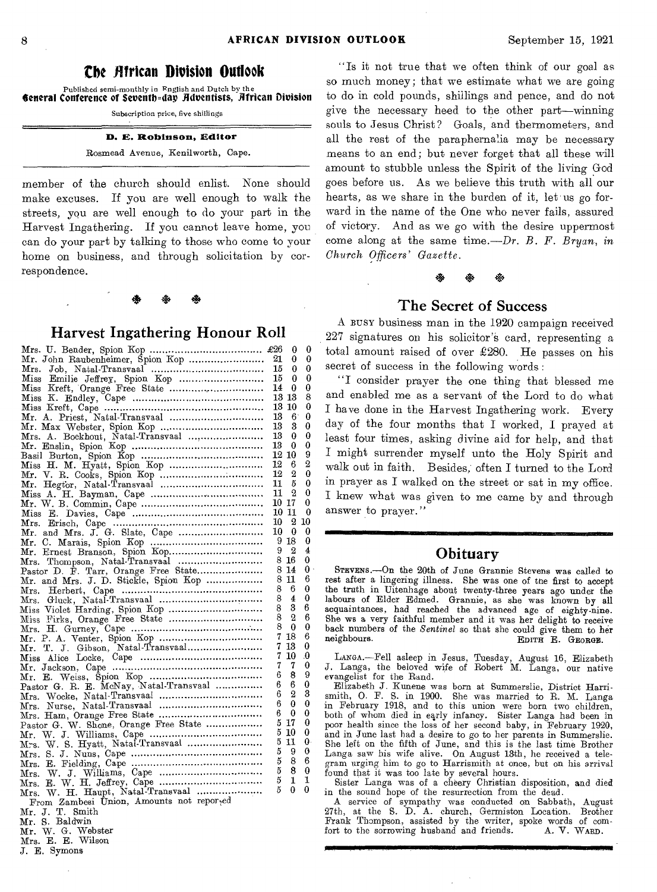## The African Division Outlook

Published semi-monthly in English and Dutch by the
**General Conference of Seventh-day Adventists, African Division**

Subscription price, five shillings

**D. E. Robinson, Editor**

Rosmead Avenue, Kenilworth, Cape.

member of the church should enlist. None should make excuses. If you are well enough to walk the streets, you are well enough to do your part in the Harvest Ingathering. If you cannot leave home, you can do your part by talking to those who come to your home on business, and through solicitation by correspondence.

❖ ❖ ❖

## Harvest Ingathering Honour Roll

| | £ | s. | d. |
|---|---|---|---|
| Mrs. U. Bender, Spion Kop | £26 | 0 | 0 |
| Mr. John Raubenheimer, Spion Kop | 21 | 0 | 0 |
| Mrs. Job, Natal-Transvaal | 15 | 0 | 0 |
| Miss Emilie Jeffrey, Spion Kop | 15 | 0 | 0 |
| Miss Kreft, Orange Free State | 14 | 0 | 0 |
| Miss K. Endley, Cape | 13 | 13 | 8 |
| Miss Kreft, Cape | 13 | 10 | 0 |
| Mr. A. Priest, Natal-Transvaal | 13 | 6 | 0 |
| Mr. Max Webster, Spion Kop | 13 | 3 | 0 |
| Mrs. A. Boekhout, Natal-Transvaal | 13 | 0 | 0 |
| Mr. Enslin, Spion Kop | 13 | 0 | 0 |
| Basil Burton, Spion Kop | 12 | 10 | 9 |
| Miss H. M. Hyatt, Spion Kop | 12 | 6 | 2 |
| Mr. V. R. Cooks, Spion Kop | 12 | 2 | 0 |
| Mr. Hegtor, Natal-Transvaal | 11 | 5 | 0 |
| Miss A. H. Bayman, Cape | 11 | 2 | 0 |
| Mr. W. B. Commin, Cape | 10 | 17 | 0 |
| Miss E. Davies, Cape | 10 | 11 | 0 |
| Mrs. Erisch, Cape | 10 | 2 | 10 |
| Mr. and Mrs. J. G. Slate, Cape | 10 | 0 | 0 |
| Mr. C. Marais, Spion Kop | 9 | 18 | 0 |
| Mr. Ernest Branson, Spion Kop | 9 | 2 | 4 |
| Mrs. Thompson, Natal-Transvaal | 8 | 16 | 0 |
| Pastor D. F. Tarr, Orange Free State | 8 | 14 | 0 |
| Mr. and Mrs. J. D. Stickle, Spion Kop | 8 | 11 | 6 |
| Mrs. Herbert, Cape | 8 | 6 | 0 |
| Mrs. Gluck, Natal-Transvaal | 8 | 4 | 0 |
| Miss Violet Harding, Spion Kop | 8 | 3 | 6 |
| Miss Firks, Orange Free State | 8 | 2 | 6 |
| Mrs. H. Gurney, Cape | 8 | 0 | 0 |
| Mr. P. A. Venter, Spion Kop | 7 | 18 | 6 |
| Mr. T. J. Gibson, Natal-Transvaal | 7 | 13 | 0 |
| Miss Alice Locke, Cape | 7 | 10 | 0 |
| Mr. Jackson, Cape | 7 | 7 | 0 |
| Mr. E. Weiss, Spion Kop | 6 | 8 | 9 |
| Pastor G. R. E. McNay, Natal-Transvaal | 6 | 6 | 0 |
| Mrs. Wocke, Natal-Transvaal | 6 | 2 | 3 |
| Mrs. Nurse, Natal-Transvaal | 6 | 0 | 0 |
| Mrs. Ham, Orange Free State | 6 | 0 | 0 |
| Pastor G. W. Shone, Orange Free State | 5 | 17 | 0 |
| Mr. W. J. Williams, Cape | 5 | 10 | 0 |
| Mrs. W. S. Hyatt, Natal-Transvaal | 5 | 11 | 0 |
| Mrs. S. J. Nuns, Cape | 5 | 9 | 0 |
| Mrs. E. Fielding, Cape | 5 | 8 | 6 |
| Mrs. W. J. Williams, Cape | 5 | 8 | 0 |
| Mrs. E. W. H. Jeffrey, Cape | 5 | 1 | 1 |
| Mrs. W. H. Haupt, Natal-Transvaal | 5 | 0 | 0 |

From Zambesi Union, Amounts not reported

Mr. J. T. Smith
Mr. S. Baldwin
Mr. W. G. Webster
Mrs. E. E. Wilson
J. E. Symons

"Is it not true that we often think of our goal as so much money; that we estimate what we are going to do in cold pounds, shillings and pence, and do not give the necessary heed to the other part—winning souls to Jesus Christ? Goals, and thermometers, and all the rest of the paraphernalia may be necessary means to an end; but never forget that all these will amount to stubble unless the Spirit of the living God goes before us. As we believe this truth with all our hearts, as we share in the burden of it, let us go forward in the name of the One who never fails, assured of victory. And as we go with the desire uppermost come along at the same time.—*Dr. B. F. Bryan, in Church Officers' Gazette.*

❖ ❖ ❖

## The Secret of Success

A busy business man in the 1920 campaign received 227 signatures on his solicitor's card, representing a total amount raised of over £280. He passes on his secret of success in the following words:

"I consider prayer the one thing that blessed me and enabled me as a servant of the Lord to do what I have done in the Harvest Ingathering work. Every day of the four months that I worked, I prayed at least four times, asking divine aid for help, and that I might surrender myself unto the Holy Spirit and walk out in faith. Besides, often I turned to the Lord in prayer as I walked on the street or sat in my office. I knew what was given to me came by and through answer to prayer."

## Obituary

Stevens.—On the 20th of June Grannie Stevens was called to rest after a lingering illness. She was one of tne first to accept the truth in Uitenhage about twenty-three years ago under the labours of Elder Edmed. Grannie, as she was known by all acquaintances, had reached the advanced age of eighty-nine. She ws a very faithful member and it was her delight to receive back numbers of the *Sentinel* so that she could give them to her neighbours. Edith E. George.

Langa.—Fell asleep in Jesus, Tuesday, August 16, Elizabeth J. Langa, the beloved wife of Robert M. Langa, our native evangelist for the Rand.

Elizabeth J. Kunene was born at Summerslie, District Harrismith, O. F. S. in 1900. She was married to R. M. Langa in February 1918, and to this union were born two children, both of whom died in early infancy. Sister Langa had been in poor health since the loss of her second baby, in February 1920, and in June last had a desire to go to her parents in Summerslie. She left on the fifth of June, and this is the last time Brother Langa saw his wife alive. On August 13th, he received a telegram urging him to go to Harrismith at once, but on his arrival found that it was too late by several hours.

Sister Langa was of a cheery Christian disposition, and died in the sound hope of the resurrection from the dead.

A service of sympathy was conducted on Sabbath, August 27th, at the S. D. A. church, Germiston Location. Brother Frank Thompson, assisted by the writer, spoke words of comfort to the sorrowing husband and friends. A. V. Ward.